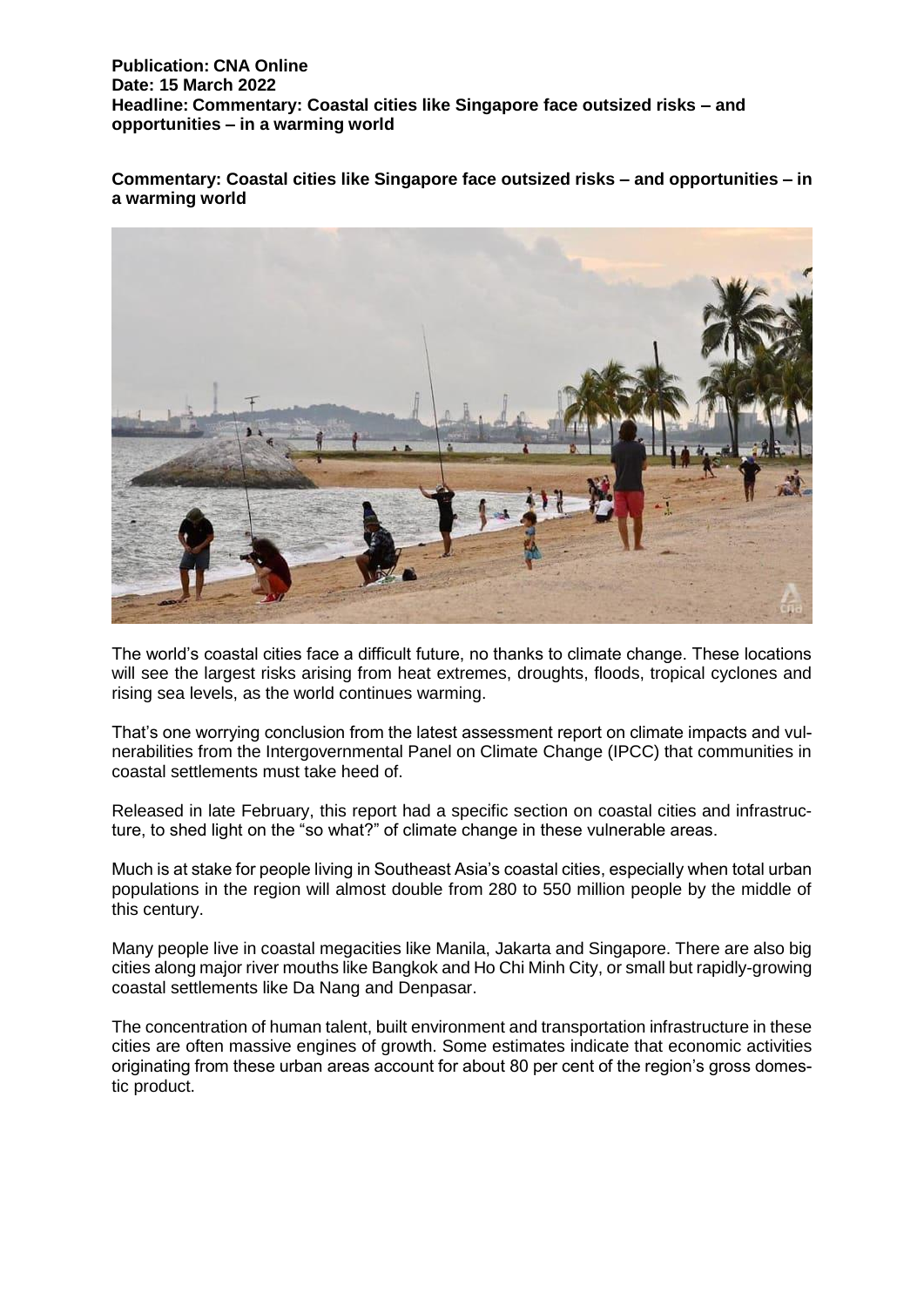**Publication: CNA Online**
**Date: 15 March 2022**
**Headline: Commentary: Coastal cities like Singapore face outsized risks – and opportunities – in a warming world**

# Commentary: Coastal cities like Singapore face outsized risks – and opportunities – in a warming world

The world's coastal cities face a difficult future, no thanks to climate change. These locations will see the largest risks arising from heat extremes, droughts, floods, tropical cyclones and rising sea levels, as the world continues warming.

That's one worrying conclusion from the latest assessment report on climate impacts and vulnerabilities from the Intergovernmental Panel on Climate Change (IPCC) that communities in coastal settlements must take heed of.

Released in late February, this report had a specific section on coastal cities and infrastructure, to shed light on the "so what?" of climate change in these vulnerable areas.

Much is at stake for people living in Southeast Asia's coastal cities, especially when total urban populations in the region will almost double from 280 to 550 million people by the middle of this century.

Many people live in coastal megacities like Manila, Jakarta and Singapore. There are also big cities along major river mouths like Bangkok and Ho Chi Minh City, or small but rapidly-growing coastal settlements like Da Nang and Denpasar.

The concentration of human talent, built environment and transportation infrastructure in these cities are often massive engines of growth. Some estimates indicate that economic activities originating from these urban areas account for about 80 per cent of the region's gross domestic product.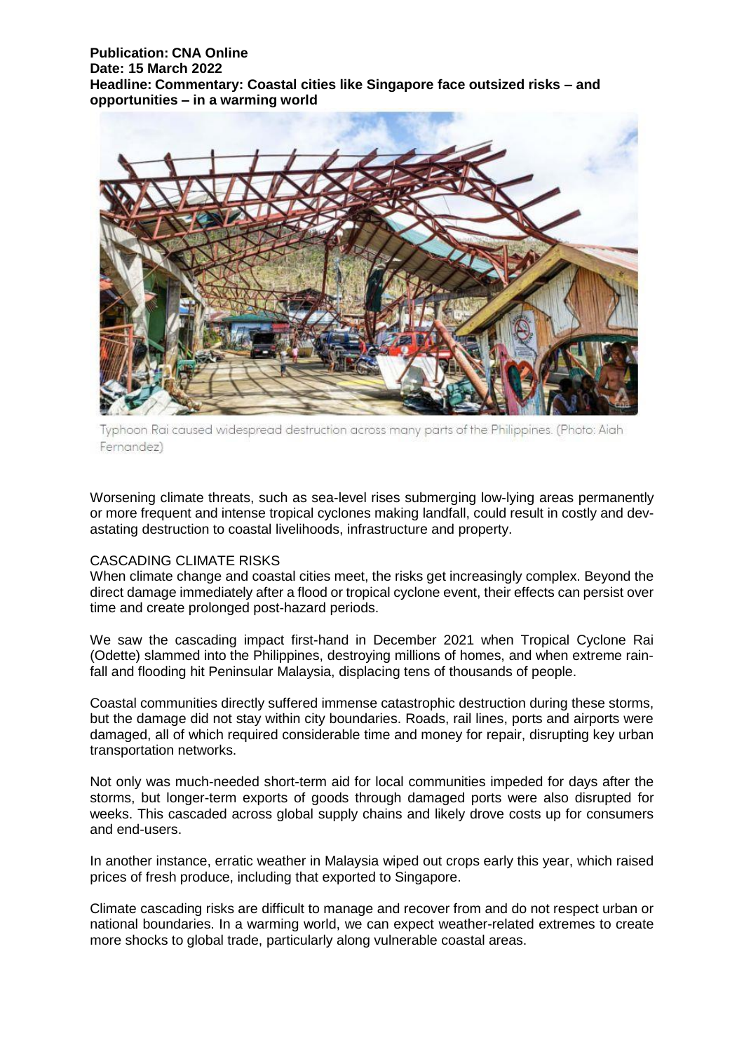**Publication: CNA Online**
**Date: 15 March 2022**
**Headline: Commentary: Coastal cities like Singapore face outsized risks – and opportunities – in a warming world**

Typhoon Rai caused widespread destruction across many parts of the Philippines. (Photo: Aiah Fernandez)

Worsening climate threats, such as sea-level rises submerging low-lying areas permanently or more frequent and intense tropical cyclones making landfall, could result in costly and devastating destruction to coastal livelihoods, infrastructure and property.

CASCADING CLIMATE RISKS

When climate change and coastal cities meet, the risks get increasingly complex. Beyond the direct damage immediately after a flood or tropical cyclone event, their effects can persist over time and create prolonged post-hazard periods.

We saw the cascading impact first-hand in December 2021 when Tropical Cyclone Rai (Odette) slammed into the Philippines, destroying millions of homes, and when extreme rainfall and flooding hit Peninsular Malaysia, displacing tens of thousands of people.

Coastal communities directly suffered immense catastrophic destruction during these storms, but the damage did not stay within city boundaries. Roads, rail lines, ports and airports were damaged, all of which required considerable time and money for repair, disrupting key urban transportation networks.

Not only was much-needed short-term aid for local communities impeded for days after the storms, but longer-term exports of goods through damaged ports were also disrupted for weeks. This cascaded across global supply chains and likely drove costs up for consumers and end-users.

In another instance, erratic weather in Malaysia wiped out crops early this year, which raised prices of fresh produce, including that exported to Singapore.

Climate cascading risks are difficult to manage and recover from and do not respect urban or national boundaries. In a warming world, we can expect weather-related extremes to create more shocks to global trade, particularly along vulnerable coastal areas.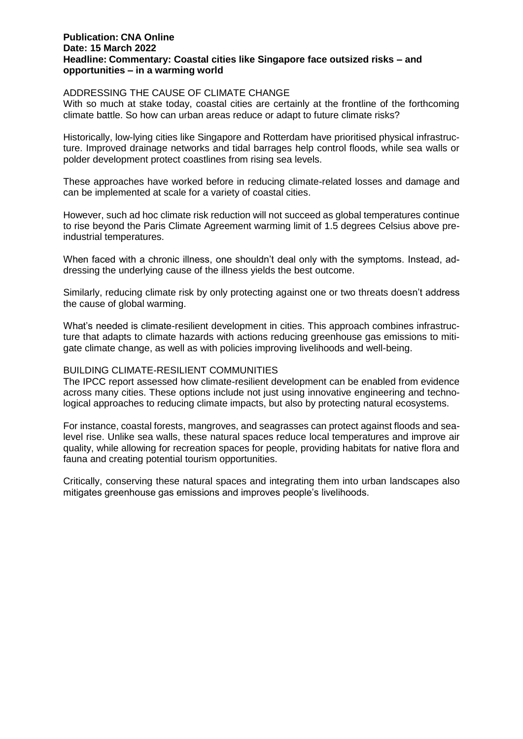**Publication: CNA Online**
**Date: 15 March 2022**
**Headline: Commentary: Coastal cities like Singapore face outsized risks – and opportunities – in a warming world**

## ADDRESSING THE CAUSE OF CLIMATE CHANGE

With so much at stake today, coastal cities are certainly at the frontline of the forthcoming climate battle. So how can urban areas reduce or adapt to future climate risks?

Historically, low-lying cities like Singapore and Rotterdam have prioritised physical infrastructure. Improved drainage networks and tidal barrages help control floods, while sea walls or polder development protect coastlines from rising sea levels.

These approaches have worked before in reducing climate-related losses and damage and can be implemented at scale for a variety of coastal cities.

However, such ad hoc climate risk reduction will not succeed as global temperatures continue to rise beyond the Paris Climate Agreement warming limit of 1.5 degrees Celsius above pre-industrial temperatures.

When faced with a chronic illness, one shouldn't deal only with the symptoms. Instead, addressing the underlying cause of the illness yields the best outcome.

Similarly, reducing climate risk by only protecting against one or two threats doesn't address the cause of global warming.

What's needed is climate-resilient development in cities. This approach combines infrastructure that adapts to climate hazards with actions reducing greenhouse gas emissions to mitigate climate change, as well as with policies improving livelihoods and well-being.

## BUILDING CLIMATE-RESILIENT COMMUNITIES

The IPCC report assessed how climate-resilient development can be enabled from evidence across many cities. These options include not just using innovative engineering and technological approaches to reducing climate impacts, but also by protecting natural ecosystems.

For instance, coastal forests, mangroves, and seagrasses can protect against floods and sea-level rise. Unlike sea walls, these natural spaces reduce local temperatures and improve air quality, while allowing for recreation spaces for people, providing habitats for native flora and fauna and creating potential tourism opportunities.

Critically, conserving these natural spaces and integrating them into urban landscapes also mitigates greenhouse gas emissions and improves people's livelihoods.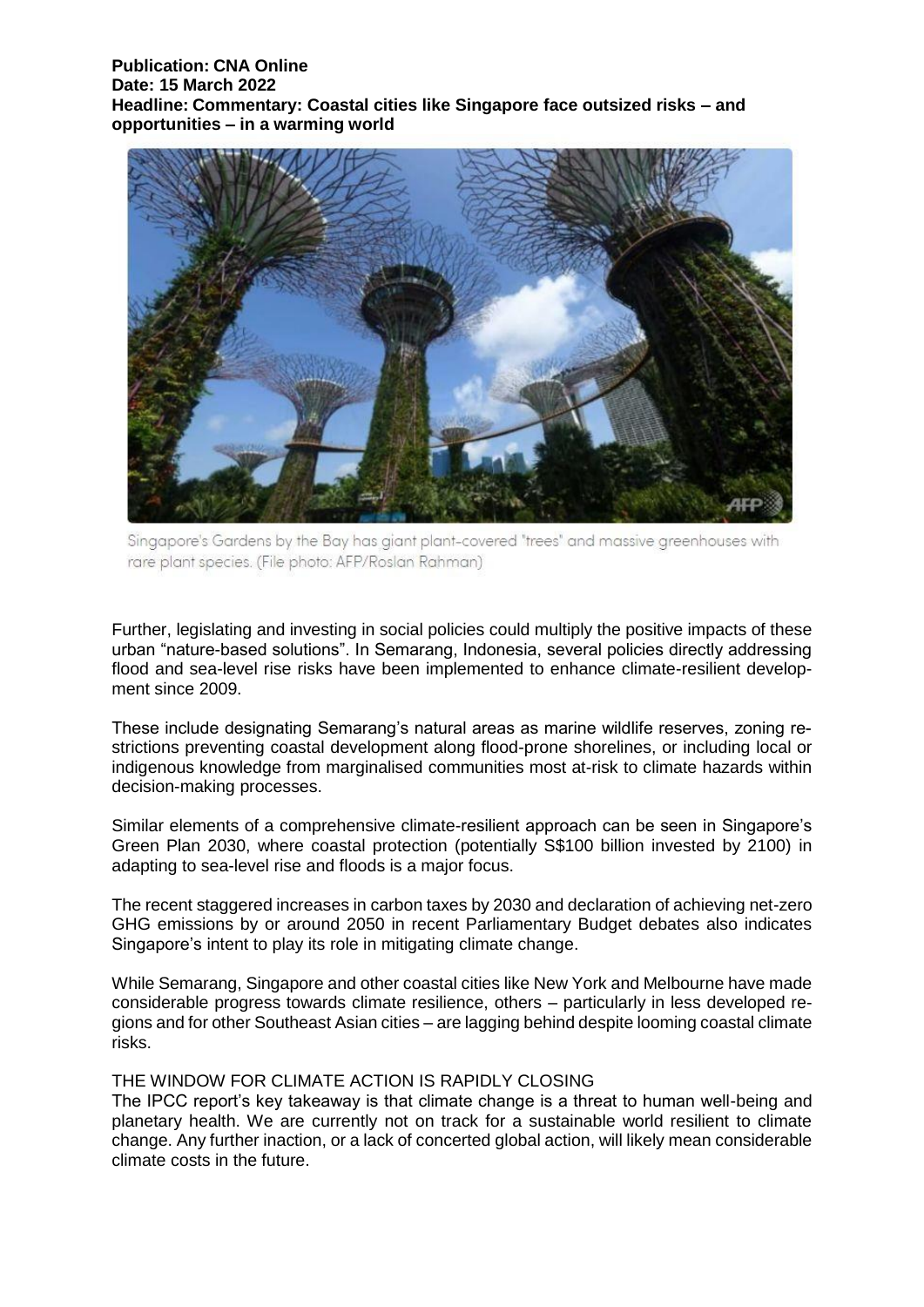**Publication: CNA Online**
**Date: 15 March 2022**
**Headline: Commentary: Coastal cities like Singapore face outsized risks – and opportunities – in a warming world**

Singapore's Gardens by the Bay has giant plant-covered "trees" and massive greenhouses with rare plant species. (File photo: AFP/Roslan Rahman)

Further, legislating and investing in social policies could multiply the positive impacts of these urban "nature-based solutions". In Semarang, Indonesia, several policies directly addressing flood and sea-level rise risks have been implemented to enhance climate-resilient development since 2009.

These include designating Semarang's natural areas as marine wildlife reserves, zoning restrictions preventing coastal development along flood-prone shorelines, or including local or indigenous knowledge from marginalised communities most at-risk to climate hazards within decision-making processes.

Similar elements of a comprehensive climate-resilient approach can be seen in Singapore's Green Plan 2030, where coastal protection (potentially S$100 billion invested by 2100) in adapting to sea-level rise and floods is a major focus.

The recent staggered increases in carbon taxes by 2030 and declaration of achieving net-zero GHG emissions by or around 2050 in recent Parliamentary Budget debates also indicates Singapore's intent to play its role in mitigating climate change.

While Semarang, Singapore and other coastal cities like New York and Melbourne have made considerable progress towards climate resilience, others – particularly in less developed regions and for other Southeast Asian cities – are lagging behind despite looming coastal climate risks.

THE WINDOW FOR CLIMATE ACTION IS RAPIDLY CLOSING

The IPCC report's key takeaway is that climate change is a threat to human well-being and planetary health. We are currently not on track for a sustainable world resilient to climate change. Any further inaction, or a lack of concerted global action, will likely mean considerable climate costs in the future.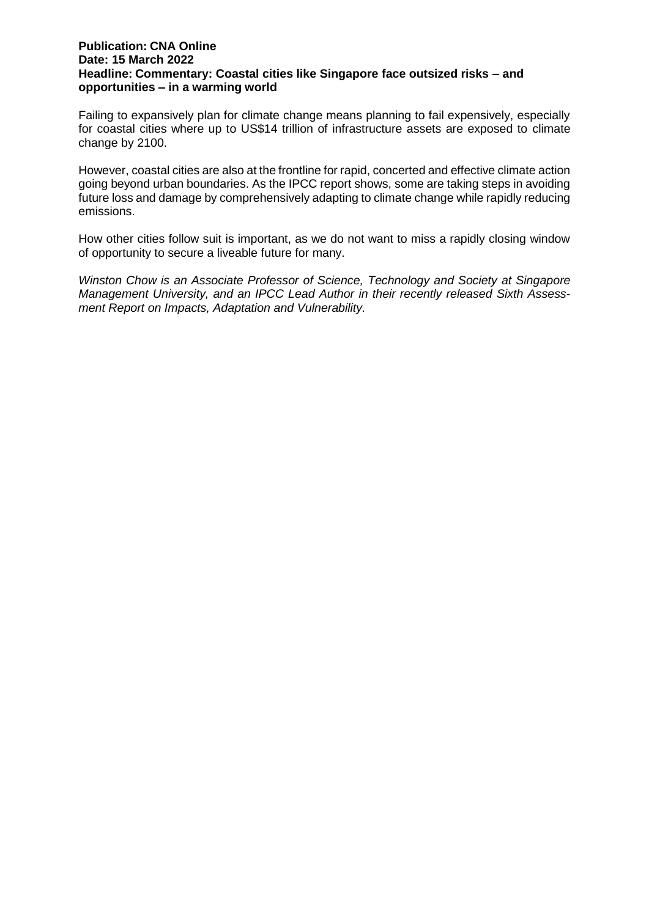**Publication: CNA Online**
**Date: 15 March 2022**
**Headline: Commentary: Coastal cities like Singapore face outsized risks – and opportunities – in a warming world**

Failing to expansively plan for climate change means planning to fail expensively, especially for coastal cities where up to US$14 trillion of infrastructure assets are exposed to climate change by 2100.

However, coastal cities are also at the frontline for rapid, concerted and effective climate action going beyond urban boundaries. As the IPCC report shows, some are taking steps in avoiding future loss and damage by comprehensively adapting to climate change while rapidly reducing emissions.

How other cities follow suit is important, as we do not want to miss a rapidly closing window of opportunity to secure a liveable future for many.

*Winston Chow is an Associate Professor of Science, Technology and Society at Singapore Management University, and an IPCC Lead Author in their recently released Sixth Assessment Report on Impacts, Adaptation and Vulnerability.*